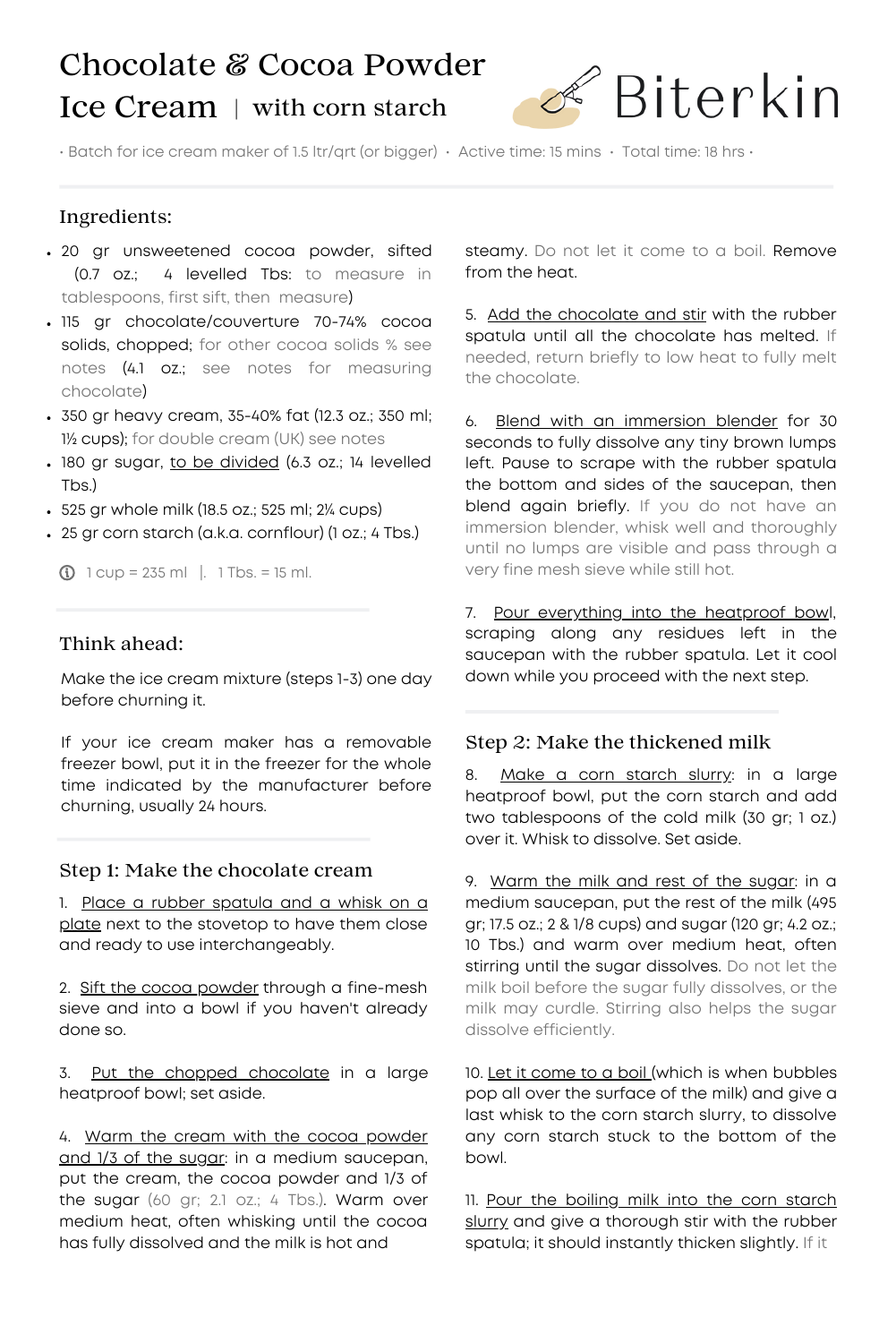# Chocolate & Cocoa Powder Ice Cream | with corn starch

Biterkin

• Batch for ice cream maker of 1.5 ltr/qrt (or bigger) • Active time: 15 mins • Total time: 18 hrs •

## Ingredients:

- 20 gr unsweetened cocoa powder, sifted (0.7 oz.; 4 levelled Tbs: to measure in tablespoons, first sift, then measure)
- 115 gr chocolate/couverture 70-74% cocoa solids, chopped; for other cocoa solids % see notes (4.1 oz.; see notes for measuring chocolate)
- 350 gr heavy cream, 35-40% fat (12.3 oz.; 350 ml; 1½ cups); for double cream (UK) see notes
- 180 gr sugar, to be divided (6.3 oz.; 14 levelled Tbs.)
- 525 gr whole milk (18.5 oz.; 525 ml; 2¼ cups)
- 25 gr corn starch (a.k.a. cornflour) (1 oz.; 4 Tbs.)

ⓘ 1 cup = 235 ml |. 1 Tbs. = 15 ml.

## Think ahead:

Make the ice cream mixture (steps 1-3) one day before churning it.

If your ice cream maker has a removable freezer bowl, put it in the freezer for the whole time indicated by the manufacturer before churning, usually 24 hours.

## Step 1: Make the chocolate cream

1. Place a rubber spatula and a whisk on a plate next to the stovetop to have them close and ready to use interchangeably.

2. Sift the cocoa powder through a fine-mesh sieve and into a bowl if you haven't already done so.

3. Put the chopped chocolate in a large heatproof bowl; set aside.

4. Warm the cream with the cocoa powder and 1/3 of the sugar: in a medium saucepan, put the cream, the cocoa powder and 1/3 of the sugar (60 gr; 2.1 oz.; 4 Tbs.). Warm over medium heat, often whisking until the cocoa has fully dissolved and the milk is hot and steamy. Do not let it come to a boil. Remove from the heat.

5. Add the chocolate and stir with the rubber spatula until all the chocolate has melted. If needed, return briefly to low heat to fully melt the chocolate.

6. Blend with an immersion blender for 30 seconds to fully dissolve any tiny brown lumps left. Pause to scrape with the rubber spatula the bottom and sides of the saucepan, then blend again briefly. If you do not have an immersion blender, whisk well and thoroughly until no lumps are visible and pass through a very fine mesh sieve while still hot.

7. Pour everything into the heatproof bowl, scraping along any residues left in the saucepan with the rubber spatula. Let it cool down while you proceed with the next step.

## Step 2: Make the thickened milk

8. Make a corn starch slurry: in a large heatproof bowl, put the corn starch and add two tablespoons of the cold milk (30 gr; 1 oz.) over it. Whisk to dissolve. Set aside.

9. Warm the milk and rest of the sugar: in a medium saucepan, put the rest of the milk (495 gr; 17.5 oz.; 2 & 1/8 cups) and sugar (120 gr; 4.2 oz.; 10 Tbs.) and warm over medium heat, often stirring until the sugar dissolves. Do not let the milk boil before the sugar fully dissolves, or the milk may curdle. Stirring also helps the sugar dissolve efficiently.

10. Let it come to a boil (which is when bubbles pop all over the surface of the milk) and give a last whisk to the corn starch slurry, to dissolve any corn starch stuck to the bottom of the bowl.

11. Pour the boiling milk into the corn starch slurry and give a thorough stir with the rubber spatula; it should instantly thicken slightly. If it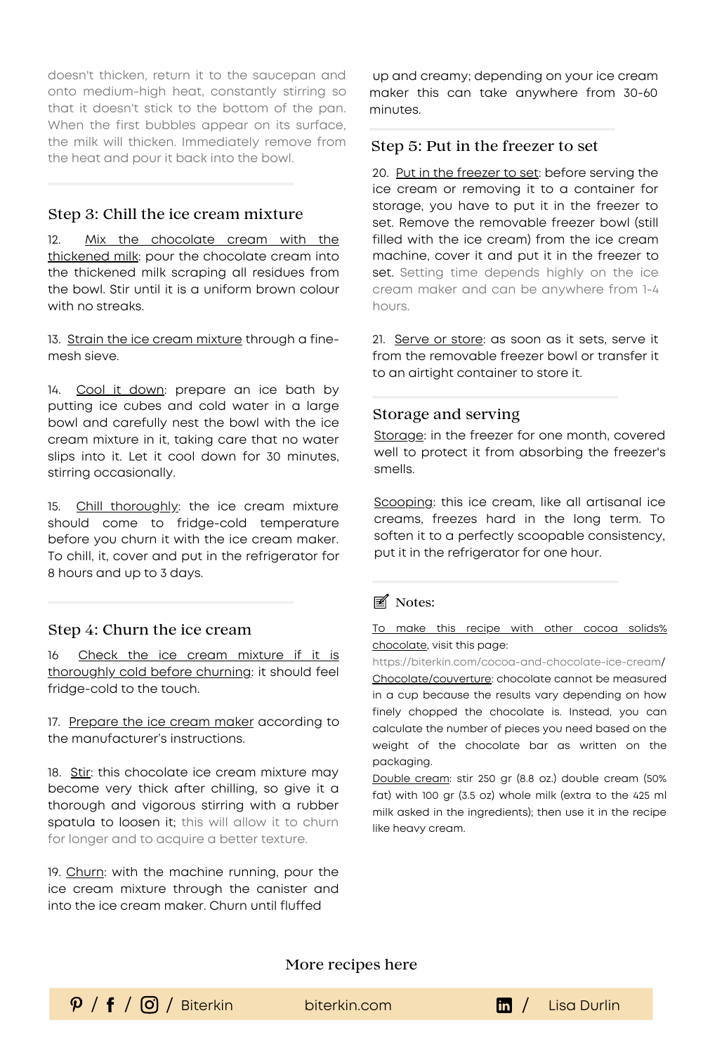doesn't thicken, return it to the saucepan and onto medium-high heat, constantly stirring so that it doesn't stick to the bottom of the pan. When the first bubbles appear on its surface, the milk will thicken. Immediately remove from the heat and pour it back into the bowl.

## Step 3: Chill the ice cream mixture

12. Mix the chocolate cream with the thickened milk: pour the chocolate cream into the thickened milk scraping all residues from the bowl. Stir until it is a uniform brown colour with no streaks.

13. Strain the ice cream mixture through a fine-mesh sieve.

14. Cool it down: prepare an ice bath by putting ice cubes and cold water in a large bowl and carefully nest the bowl with the ice cream mixture in it, taking care that no water slips into it. Let it cool down for 30 minutes, stirring occasionally.

15. Chill thoroughly: the ice cream mixture should come to fridge-cold temperature before you churn it with the ice cream maker. To chill, it, cover and put in the refrigerator for 8 hours and up to 3 days.

## Step 4: Churn the ice cream

16 Check the ice cream mixture if it is thoroughly cold before churning: it should feel fridge-cold to the touch.

17. Prepare the ice cream maker according to the manufacturer's instructions.

18. Stir: this chocolate ice cream mixture may become very thick after chilling, so give it a thorough and vigorous stirring with a rubber spatula to loosen it; this will allow it to churn for longer and to acquire a better texture.

19. Churn: with the machine running, pour the ice cream mixture through the canister and into the ice cream maker. Churn until fluffed up and creamy; depending on your ice cream maker this can take anywhere from 30-60 minutes.

## Step 5: Put in the freezer to set

20. Put in the freezer to set: before serving the ice cream or removing it to a container for storage, you have to put it in the freezer to set. Remove the removable freezer bowl (still filled with the ice cream) from the ice cream machine, cover it and put it in the freezer to set. Setting time depends highly on the ice cream maker and can be anywhere from 1-4 hours.

21. Serve or store: as soon as it sets, serve it from the removable freezer bowl or transfer it to an airtight container to store it.

## Storage and serving

Storage: in the freezer for one month, covered well to protect it from absorbing the freezer's smells.

Scooping: this ice cream, like all artisanal ice creams, freezes hard in the long term. To soften it to a perfectly scoopable consistency, put it in the refrigerator for one hour.

## Notes:

To make this recipe with other cocoa solids% chocolate, visit this page: https://biterkin.com/cocoa-and-chocolate-ice-cream/

Chocolate/couverture: chocolate cannot be measured in a cup because the results vary depending on how finely chopped the chocolate is. Instead, you can calculate the number of pieces you need based on the weight of the chocolate bar as written on the packaging.

Double cream: stir 250 gr (8.8 oz.) double cream (50% fat) with 100 gr (3.5 oz) whole milk (extra to the 425 ml milk asked in the ingredients); then use it in the recipe like heavy cream.

More recipes here

/ / / Biterkin    biterkin.com    / Lisa Durlin